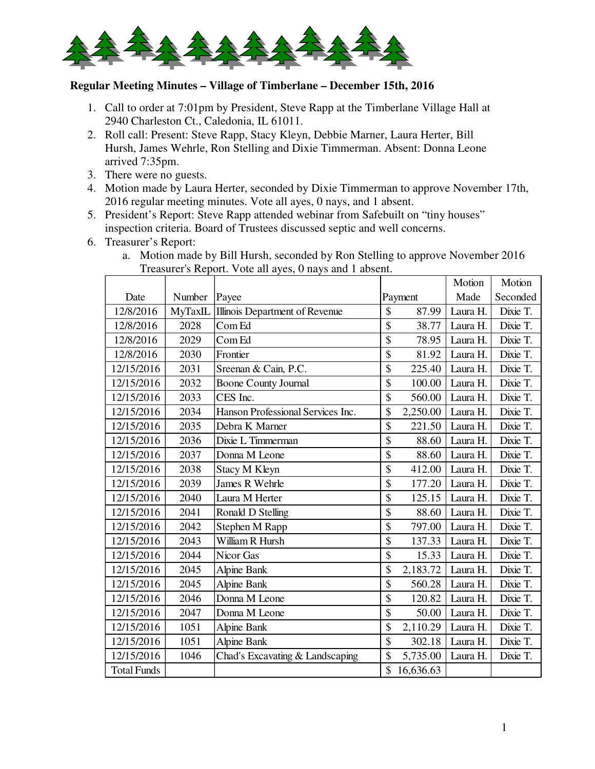**Regular Meeting Minutes – Village of Timberlane – December 15th, 2016**

1. Call to order at 7:01pm by President, Steve Rapp at the Timberlane Village Hall at 2940 Charleston Ct., Caledonia, IL 61011.
2. Roll call: Present: Steve Rapp, Stacy Kleyn, Debbie Marner, Laura Herter, Bill Hursh, James Wehrle, Ron Stelling and Dixie Timmerman. Absent: Donna Leone arrived 7:35pm.
3. There were no guests.
4. Motion made by Laura Herter, seconded by Dixie Timmerman to approve November 17th, 2016 regular meeting minutes. Vote all ayes, 0 nays, and 1 absent.
5. President's Report: Steve Rapp attended webinar from Safebuilt on "tiny houses" inspection criteria. Board of Trustees discussed septic and well concerns.
6. Treasurer's Report:
   a. Motion made by Bill Hursh, seconded by Ron Stelling to approve November 2016 Treasurer's Report. Vote all ayes, 0 nays and 1 absent.

| Date | Number | Payee | Payment | Motion Made | Motion Seconded |
|---|---|---|---|---|---|
| 12/8/2016 | MyTaxIL | Illinois Department of Revenue | $ 87.99 | Laura H. | Dixie T. |
| 12/8/2016 | 2028 | Com Ed | $ 38.77 | Laura H. | Dixie T. |
| 12/8/2016 | 2029 | Com Ed | $ 78.95 | Laura H. | Dixie T. |
| 12/8/2016 | 2030 | Frontier | $ 81.92 | Laura H. | Dixie T. |
| 12/15/2016 | 2031 | Sreenan & Cain, P.C. | $ 225.40 | Laura H. | Dixie T. |
| 12/15/2016 | 2032 | Boone County Journal | $ 100.00 | Laura H. | Dixie T. |
| 12/15/2016 | 2033 | CES Inc. | $ 560.00 | Laura H. | Dixie T. |
| 12/15/2016 | 2034 | Hanson Professional Services Inc. | $ 2,250.00 | Laura H. | Dixie T. |
| 12/15/2016 | 2035 | Debra K Marner | $ 221.50 | Laura H. | Dixie T. |
| 12/15/2016 | 2036 | Dixie L Timmerman | $ 88.60 | Laura H. | Dixie T. |
| 12/15/2016 | 2037 | Donna M Leone | $ 88.60 | Laura H. | Dixie T. |
| 12/15/2016 | 2038 | Stacy M Kleyn | $ 412.00 | Laura H. | Dixie T. |
| 12/15/2016 | 2039 | James R Wehrle | $ 177.20 | Laura H. | Dixie T. |
| 12/15/2016 | 2040 | Laura M Herter | $ 125.15 | Laura H. | Dixie T. |
| 12/15/2016 | 2041 | Ronald D Stelling | $ 88.60 | Laura H. | Dixie T. |
| 12/15/2016 | 2042 | Stephen M Rapp | $ 797.00 | Laura H. | Dixie T. |
| 12/15/2016 | 2043 | William R Hursh | $ 137.33 | Laura H. | Dixie T. |
| 12/15/2016 | 2044 | Nicor Gas | $ 15.33 | Laura H. | Dixie T. |
| 12/15/2016 | 2045 | Alpine Bank | $ 2,183.72 | Laura H. | Dixie T. |
| 12/15/2016 | 2045 | Alpine Bank | $ 560.28 | Laura H. | Dixie T. |
| 12/15/2016 | 2046 | Donna M Leone | $ 120.82 | Laura H. | Dixie T. |
| 12/15/2016 | 2047 | Donna M Leone | $ 50.00 | Laura H. | Dixie T. |
| 12/15/2016 | 1051 | Alpine Bank | $ 2,110.29 | Laura H. | Dixie T. |
| 12/15/2016 | 1051 | Alpine Bank | $ 302.18 | Laura H. | Dixie T. |
| 12/15/2016 | 1046 | Chad's Excavating & Landscaping | $ 5,735.00 | Laura H. | Dixie T. |
| Total Funds | | | $ 16,636.63 | | |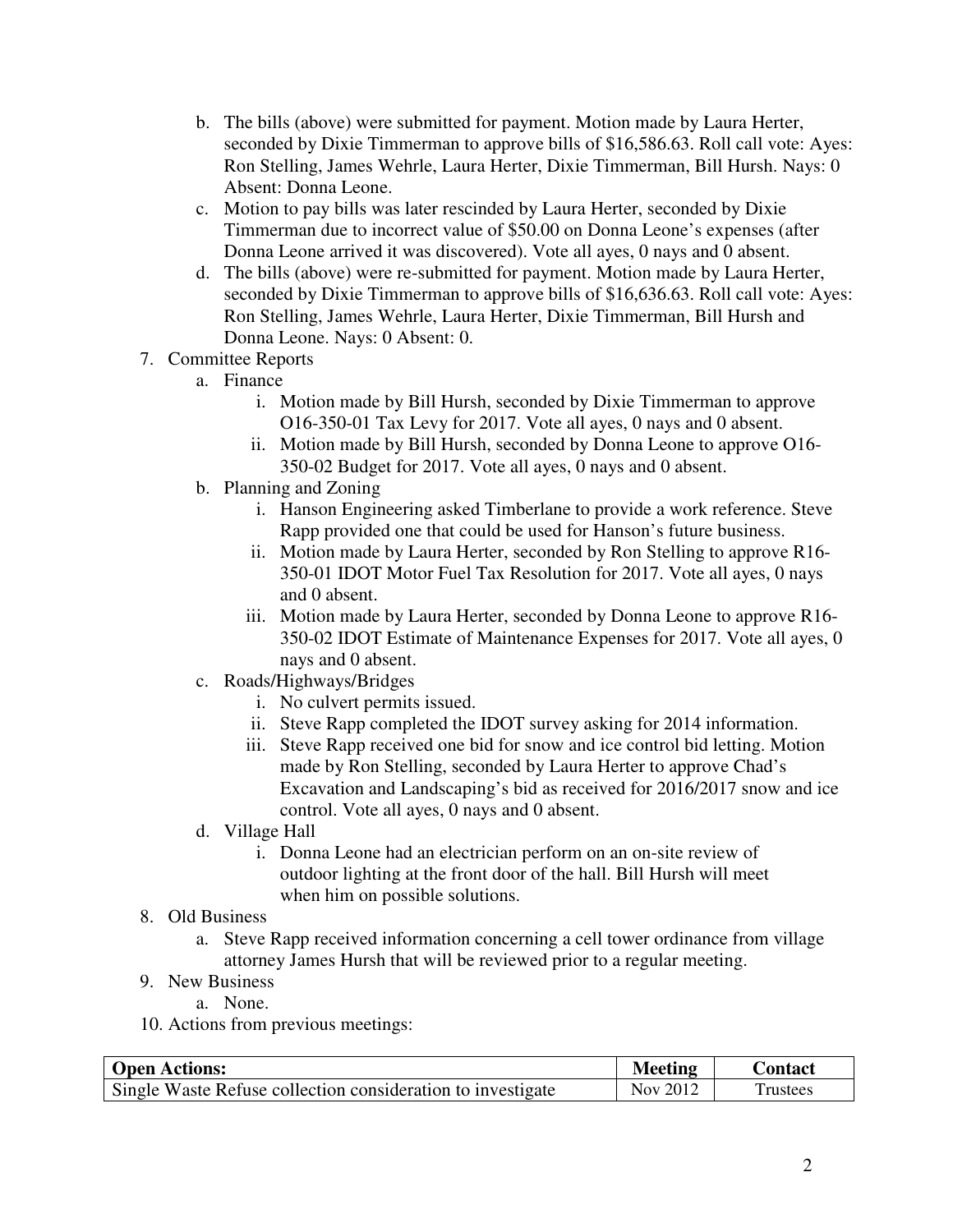b. The bills (above) were submitted for payment. Motion made by Laura Herter, seconded by Dixie Timmerman to approve bills of $16,586.63. Roll call vote: Ayes: Ron Stelling, James Wehrle, Laura Herter, Dixie Timmerman, Bill Hursh. Nays: 0 Absent: Donna Leone.

c. Motion to pay bills was later rescinded by Laura Herter, seconded by Dixie Timmerman due to incorrect value of $50.00 on Donna Leone's expenses (after Donna Leone arrived it was discovered). Vote all ayes, 0 nays and 0 absent.

d. The bills (above) were re-submitted for payment. Motion made by Laura Herter, seconded by Dixie Timmerman to approve bills of $16,636.63. Roll call vote: Ayes: Ron Stelling, James Wehrle, Laura Herter, Dixie Timmerman, Bill Hursh and Donna Leone. Nays: 0 Absent: 0.

7. Committee Reports
   a. Finance
      i. Motion made by Bill Hursh, seconded by Dixie Timmerman to approve O16-350-01 Tax Levy for 2017. Vote all ayes, 0 nays and 0 absent.
      ii. Motion made by Bill Hursh, seconded by Donna Leone to approve O16-350-02 Budget for 2017. Vote all ayes, 0 nays and 0 absent.
   b. Planning and Zoning
      i. Hanson Engineering asked Timberlane to provide a work reference. Steve Rapp provided one that could be used for Hanson's future business.
      ii. Motion made by Laura Herter, seconded by Ron Stelling to approve R16-350-01 IDOT Motor Fuel Tax Resolution for 2017. Vote all ayes, 0 nays and 0 absent.
      iii. Motion made by Laura Herter, seconded by Donna Leone to approve R16-350-02 IDOT Estimate of Maintenance Expenses for 2017. Vote all ayes, 0 nays and 0 absent.
   c. Roads/Highways/Bridges
      i. No culvert permits issued.
      ii. Steve Rapp completed the IDOT survey asking for 2014 information.
      iii. Steve Rapp received one bid for snow and ice control bid letting. Motion made by Ron Stelling, seconded by Laura Herter to approve Chad's Excavation and Landscaping's bid as received for 2016/2017 snow and ice control. Vote all ayes, 0 nays and 0 absent.
   d. Village Hall
      i. Donna Leone had an electrician perform on an on-site review of outdoor lighting at the front door of the hall. Bill Hursh will meet when him on possible solutions.
8. Old Business
   a. Steve Rapp received information concerning a cell tower ordinance from village attorney James Hursh that will be reviewed prior to a regular meeting.
9. New Business
   a. None.
10. Actions from previous meetings:

| **Open Actions:** | **Meeting** | **Contact** |
|---|---|---|
| Single Waste Refuse collection consideration to investigate | Nov 2012 | Trustees |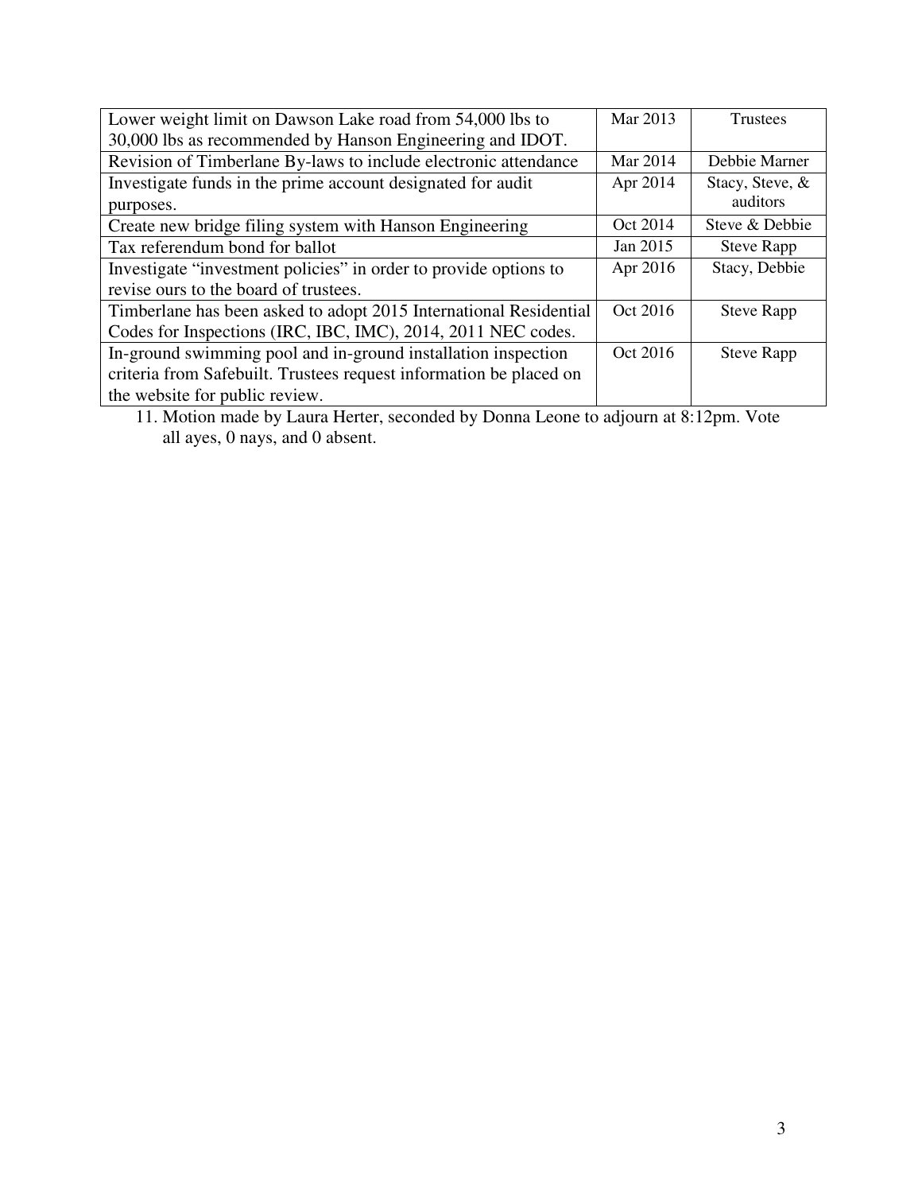| | | |
|---|---|---|
| Lower weight limit on Dawson Lake road from 54,000 lbs to 30,000 lbs as recommended by Hanson Engineering and IDOT. | Mar 2013 | Trustees |
| Revision of Timberlane By-laws to include electronic attendance | Mar 2014 | Debbie Marner |
| Investigate funds in the prime account designated for audit purposes. | Apr 2014 | Stacy, Steve, & auditors |
| Create new bridge filing system with Hanson Engineering | Oct 2014 | Steve & Debbie |
| Tax referendum bond for ballot | Jan 2015 | Steve Rapp |
| Investigate "investment policies" in order to provide options to revise ours to the board of trustees. | Apr 2016 | Stacy, Debbie |
| Timberlane has been asked to adopt 2015 International Residential Codes for Inspections (IRC, IBC, IMC), 2014, 2011 NEC codes. | Oct 2016 | Steve Rapp |
| In-ground swimming pool and in-ground installation inspection criteria from Safebuilt. Trustees request information be placed on the website for public review. | Oct 2016 | Steve Rapp |

11. Motion made by Laura Herter, seconded by Donna Leone to adjourn at 8:12pm. Vote all ayes, 0 nays, and 0 absent.